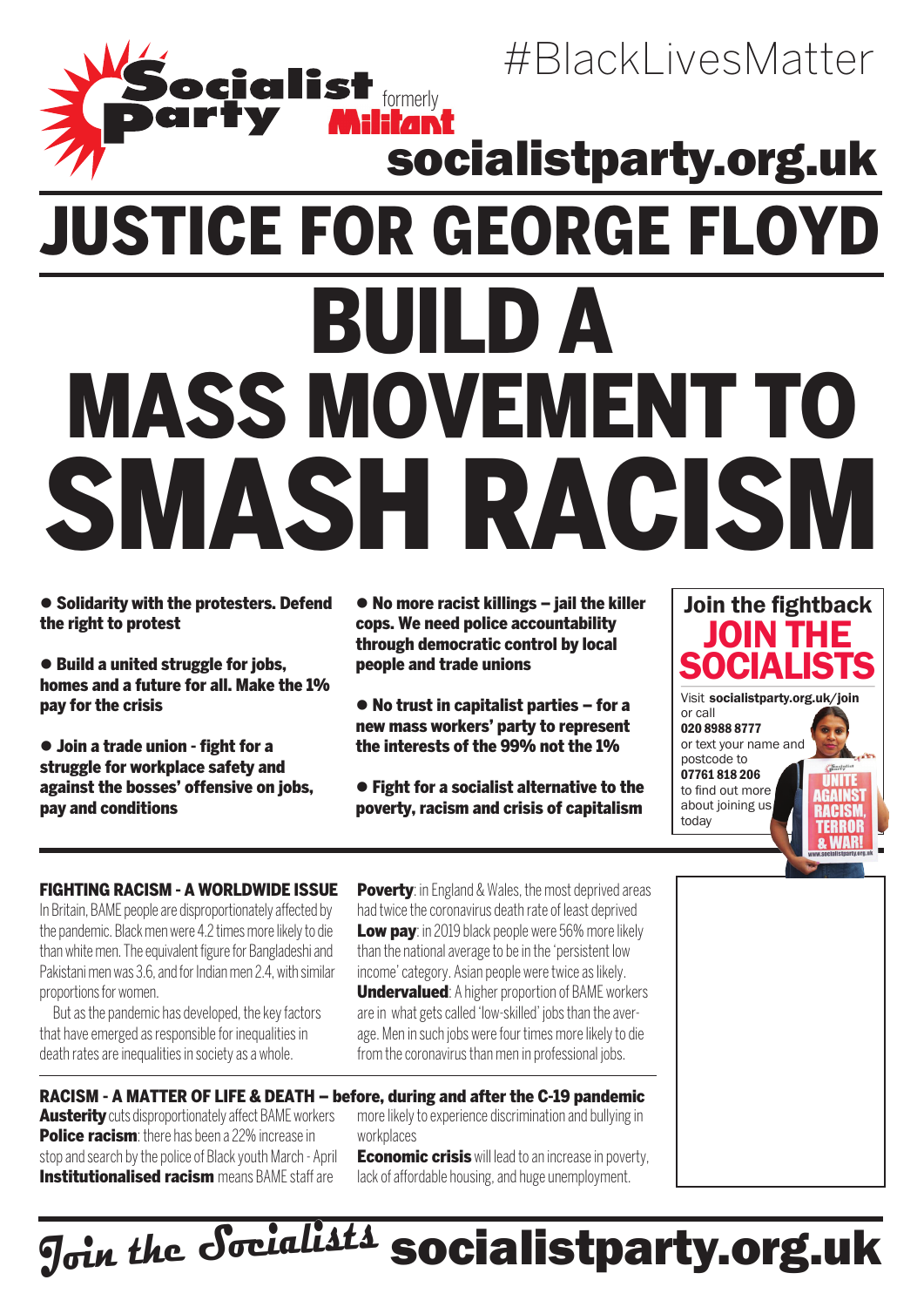Socialist Party formerly Militant

#BlackLivesMatter

socialistparty.org.uk

# JUSTICE FOR GEORGE FLOYD

# BUILD A MASS MOVEMENT TO SMASH RACISM

- **Solidarity with the protesters. Defend the right to protest**
- **Build a united struggle for jobs, homes and a future for all. Make the 1% pay for the crisis**
- **Join a trade union - fight for a struggle for workplace safety and against the bosses' offensive on jobs, pay and conditions**
- **No more racist killings – jail the killer cops. We need police accountability through democratic control by local people and trade unions**
- **No trust in capitalist parties – for a new mass workers' party to represent the interests of the 99% not the 1%**
- **Fight for a socialist alternative to the poverty, racism and crisis of capitalism**

## Join the fightback

## JOIN THE SOCIALISTS

Visit **socialistparty.org.uk/join** or call **020 8988 8777** or text your name and postcode to **07761 818 206** to find out more about joining us today

### FIGHTING RACISM - A WORLDWIDE ISSUE

In Britain, BAME people are disproportionately affected by the pandemic. Black men were 4.2 times more likely to die than white men. The equivalent figure for Bangladeshi and Pakistani men was 3.6, and for Indian men 2.4, with similar proportions for women.

But as the pandemic has developed, the key factors that have emerged as responsible for inequalities in death rates are inequalities in society as a whole.

**Poverty**: in England & Wales, the most deprived areas had twice the coronavirus death rate of least deprived

**Low pay**: in 2019 black people were 56% more likely than the national average to be in the 'persistent low income' category. Asian people were twice as likely.

**Undervalued**: A higher proportion of BAME workers are in what gets called 'low-skilled' jobs than the average. Men in such jobs were four times more likely to die from the coronavirus than men in professional jobs.

### RACISM - A MATTER OF LIFE & DEATH – before, during and after the C-19 pandemic

**Austerity** cuts disproportionately affect BAME workers

**Police racism**: there has been a 22% increase in stop and search by the police of Black youth March - April

**Institutionalised racism** means BAME staff are more likely to experience discrimination and bullying in workplaces

**Economic crisis** will lead to an increase in poverty, lack of affordable housing, and huge unemployment.

*Join the Socialists* **socialistparty.org.uk**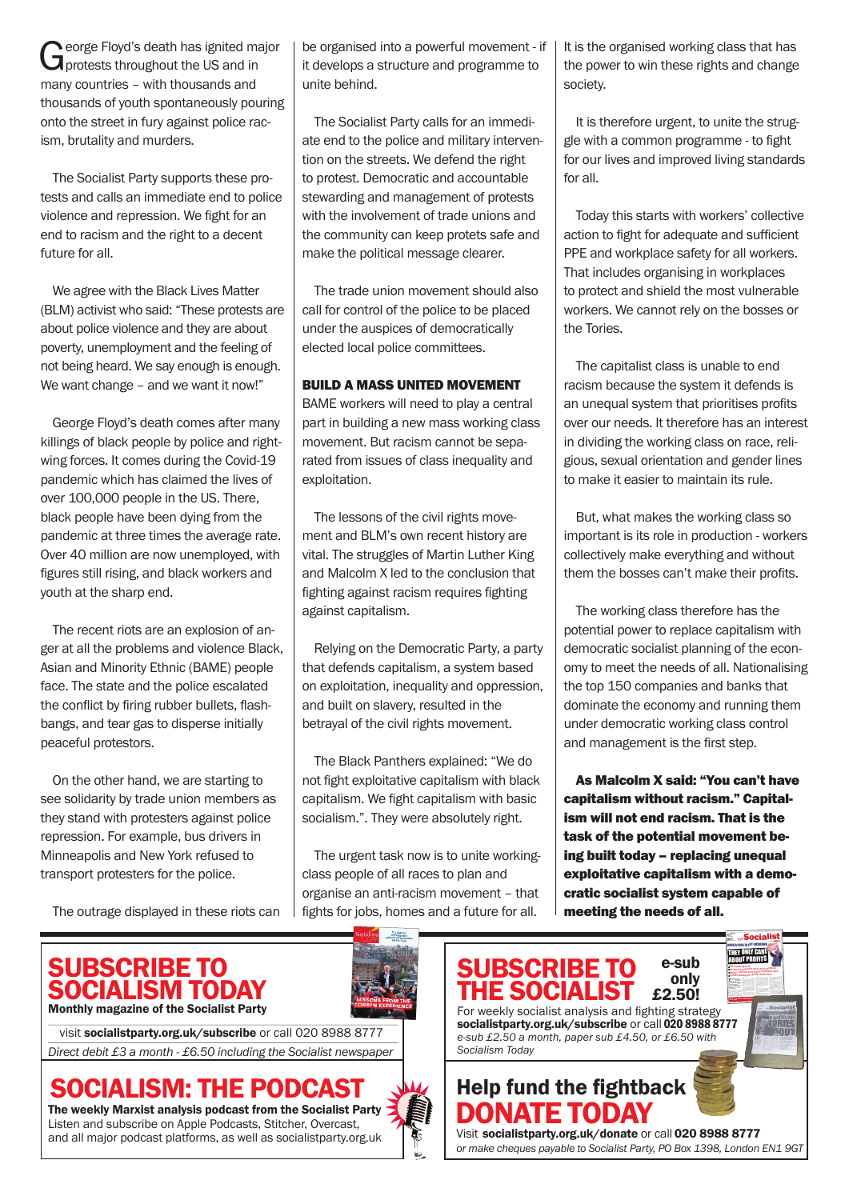George Floyd's death has ignited major protests throughout the US and in many countries – with thousands and thousands of youth spontaneously pouring onto the street in fury against police racism, brutality and murders.

The Socialist Party supports these protests and calls an immediate end to police violence and repression. We fight for an end to racism and the right to a decent future for all.

We agree with the Black Lives Matter (BLM) activist who said: "These protests are about police violence and they are about poverty, unemployment and the feeling of not being heard. We say enough is enough. We want change – and we want it now!"

George Floyd's death comes after many killings of black people by police and right-wing forces. It comes during the Covid-19 pandemic which has claimed the lives of over 100,000 people in the US. There, black people have been dying from the pandemic at three times the average rate. Over 40 million are now unemployed, with figures still rising, and black workers and youth at the sharp end.

The recent riots are an explosion of anger at all the problems and violence Black, Asian and Minority Ethnic (BAME) people face. The state and the police escalated the conflict by firing rubber bullets, flash-bangs, and tear gas to disperse initially peaceful protestors.

On the other hand, we are starting to see solidarity by trade union members as they stand with protesters against police repression. For example, bus drivers in Minneapolis and New York refused to transport protesters for the police.

The outrage displayed in these riots can be organised into a powerful movement - if it develops a structure and programme to unite behind.

The Socialist Party calls for an immediate end to the police and military intervention on the streets. We defend the right to protest. Democratic and accountable stewarding and management of protests with the involvement of trade unions and the community can keep protests safe and make the political message clearer.

The trade union movement should also call for control of the police to be placed under the auspices of democratically elected local police committees.

**BUILD A MASS UNITED MOVEMENT**

BAME workers will need to play a central part in building a new mass working class movement. But racism cannot be separated from issues of class inequality and exploitation.

The lessons of the civil rights movement and BLM's own recent history are vital. The struggles of Martin Luther King and Malcolm X led to the conclusion that fighting against racism requires fighting against capitalism.

Relying on the Democratic Party, a party that defends capitalism, a system based on exploitation, inequality and oppression, and built on slavery, resulted in the betrayal of the civil rights movement.

The Black Panthers explained: "We do not fight exploitative capitalism with black capitalism. We fight capitalism with basic socialism.". They were absolutely right.

The urgent task now is to unite working-class people of all races to plan and organise an anti-racism movement – that fights for jobs, homes and a future for all. It is the organised working class that has the power to win these rights and change society.

It is therefore urgent, to unite the struggle with a common programme - to fight for our lives and improved living standards for all.

Today this starts with workers' collective action to fight for adequate and sufficient PPE and workplace safety for all workers. That includes organising in workplaces to protect and shield the most vulnerable workers. We cannot rely on the bosses or the Tories.

The capitalist class is unable to end racism because the system it defends is an unequal system that prioritises profits over our needs. It therefore has an interest in dividing the working class on race, religious, sexual orientation and gender lines to make it easier to maintain its rule.

But, what makes the working class so important is its role in production - workers collectively make everything and without them the bosses can't make their profits.

The working class therefore has the potential power to replace capitalism with democratic socialist planning of the economy to meet the needs of all. Nationalising the top 150 companies and banks that dominate the economy and running them under democratic working class control and management is the first step.

**As Malcolm X said: "You can't have capitalism without racism." Capitalism will not end racism. That is the task of the potential movement being built today – replacing unequal exploitative capitalism with a democratic socialist system capable of meeting the needs of all.**

## SUBSCRIBE TO SOCIALISM TODAY

**Monthly magazine of the Socialist Party**

visit **socialistparty.org.uk/subscribe** or call 020 8988 8777

*Direct debit £3 a month - £6.50 including the Socialist newspaper*

## SOCIALISM: THE PODCAST

**The weekly Marxist analysis podcast from the Socialist Party**

Listen and subscribe on Apple Podcasts, Stitcher, Overcast, and all major podcast platforms, as well as socialistparty.org.uk

## SUBSCRIBE TO THE SOCIALIST

**e-sub only £2.50!**

For weekly socialist analysis and fighting strategy

**socialistparty.org.uk/subscribe** or call **020 8988 8777**

*e-sub £2.50 a month, paper sub £4.50, or £6.50 with Socialism Today*

## Help fund the fightback DONATE TODAY

Visit **socialistparty.org.uk/donate** or call **020 8988 8777**

*or make cheques payable to Socialist Party, PO Box 1398, London EN1 9GT*